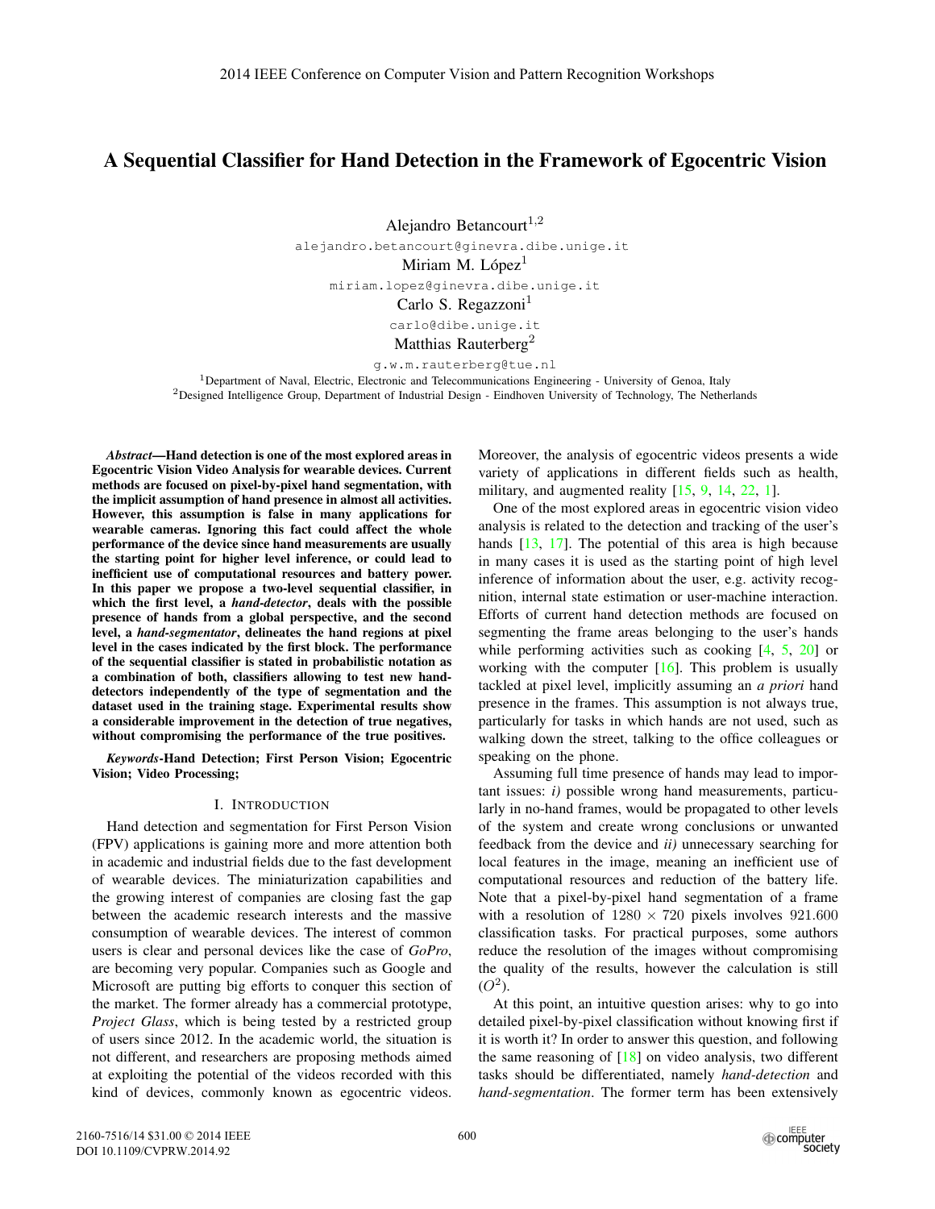# A Sequential Classifier for Hand Detection in the Framework of Egocentric Vision

Alejandro Betancourt[1,2]
alejandro.betancourt@ginevra.dibe.unige.it
Miriam M. López[1]
miriam.lopez@ginevra.dibe.unige.it
Carlo S. Regazzoni[1]
carlo@dibe.unige.it
Matthias Rauterberg[2]
g.w.m.rauterberg@tue.nl

[1]Department of Naval, Electric, Electronic and Telecommunications Engineering - University of Genoa, Italy
[2]Designed Intelligence Group, Department of Industrial Design - Eindhoven University of Technology, The Netherlands

***Abstract*—Hand detection is one of the most explored areas in Egocentric Vision Video Analysis for wearable devices. Current methods are focused on pixel-by-pixel hand segmentation, with the implicit assumption of hand presence in almost all activities. However, this assumption is false in many applications for wearable cameras. Ignoring this fact could affect the whole performance of the device since hand measurements are usually the starting point for higher level inference, or could lead to inefficient use of computational resources and battery power. In this paper we propose a two-level sequential classifier, in which the first level, a *hand-detector*, deals with the possible presence of hands from a global perspective, and the second level, a *hand-segmentator*, delineates the hand regions at pixel level in the cases indicated by the first block. The performance of the sequential classifier is stated in probabilistic notation as a combination of both, classifiers allowing to test new hand-detectors independently of the type of segmentation and the dataset used in the training stage. Experimental results show a considerable improvement in the detection of true negatives, without compromising the performance of the true positives.**

***Keywords*-Hand Detection; First Person Vision; Egocentric Vision; Video Processing;**

## I. Introduction

Hand detection and segmentation for First Person Vision (FPV) applications is gaining more and more attention both in academic and industrial fields due to the fast development of wearable devices. The miniaturization capabilities and the growing interest of companies are closing fast the gap between the academic research interests and the massive consumption of wearable devices. The interest of common users is clear and personal devices like the case of *GoPro*, are becoming very popular. Companies such as Google and Microsoft are putting big efforts to conquer this section of the market. The former already has a commercial prototype, *Project Glass*, which is being tested by a restricted group of users since 2012. In the academic world, the situation is not different, and researchers are proposing methods aimed at exploiting the potential of the videos recorded with this kind of devices, commonly known as egocentric videos. Moreover, the analysis of egocentric videos presents a wide variety of applications in different fields such as health, military, and augmented reality [15, 9, 14, 22, 1].

One of the most explored areas in egocentric vision video analysis is related to the detection and tracking of the user's hands [13, 17]. The potential of this area is high because in many cases it is used as the starting point of high level inference of information about the user, e.g. activity recognition, internal state estimation or user-machine interaction. Efforts of current hand detection methods are focused on segmenting the frame areas belonging to the user's hands while performing activities such as cooking [4, 5, 20] or working with the computer [16]. This problem is usually tackled at pixel level, implicitly assuming an *a priori* hand presence in the frames. This assumption is not always true, particularly for tasks in which hands are not used, such as walking down the street, talking to the office colleagues or speaking on the phone.

Assuming full time presence of hands may lead to important issues: *i)* possible wrong hand measurements, particularly in no-hand frames, would be propagated to other levels of the system and create wrong conclusions or unwanted feedback from the device and *ii)* unnecessary searching for local features in the image, meaning an inefficient use of computational resources and reduction of the battery life. Note that a pixel-by-pixel hand segmentation of a frame with a resolution of $1280 \times 720$ pixels involves 921.600 classification tasks. For practical purposes, some authors reduce the resolution of the images without compromising the quality of the results, however the calculation is still ($O^2$).

At this point, an intuitive question arises: why to go into detailed pixel-by-pixel classification without knowing first if it is worth it? In order to answer this question, and following the same reasoning of [18] on video analysis, two different tasks should be differentiated, namely *hand-detection* and *hand-segmentation*. The former term has been extensively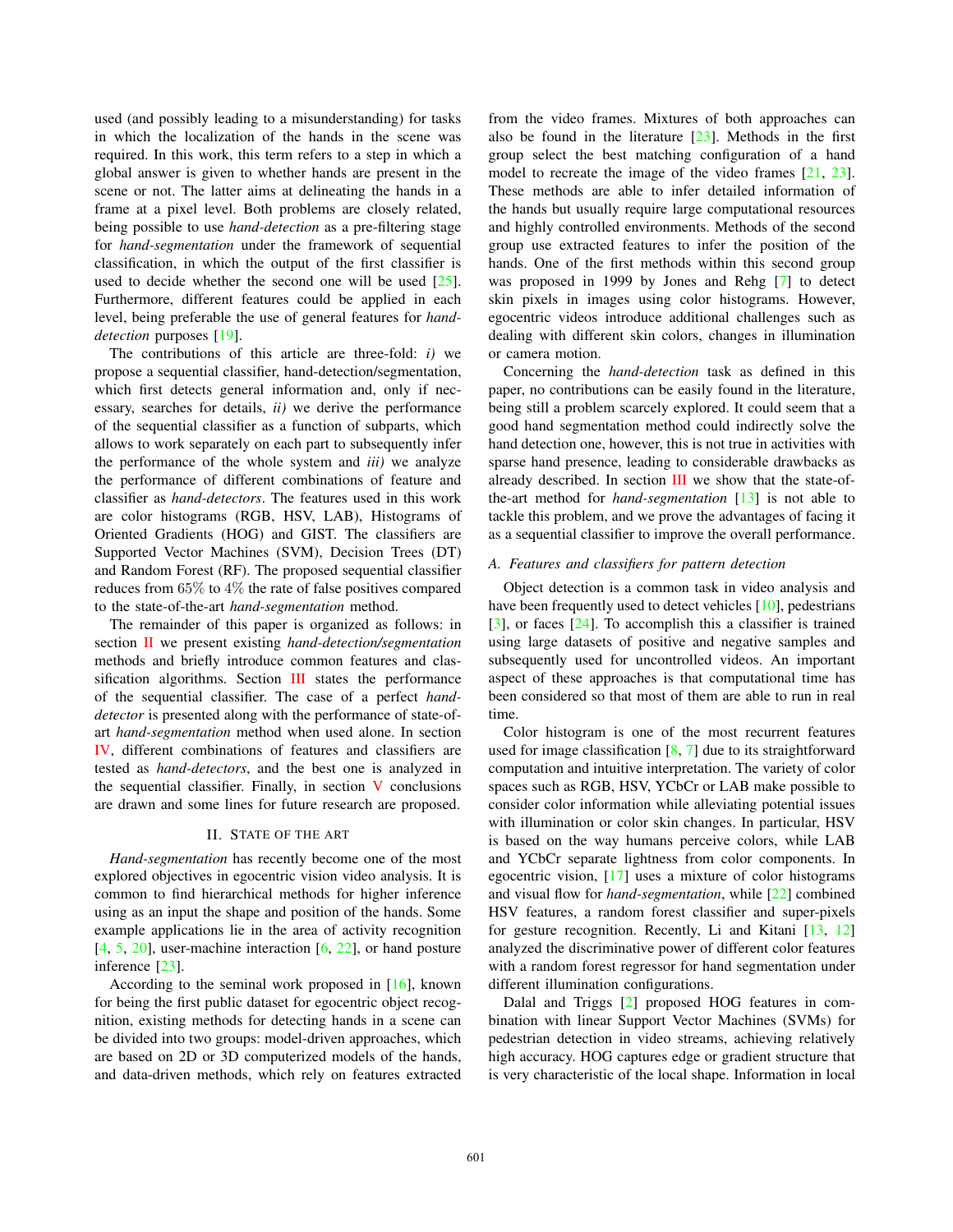used (and possibly leading to a misunderstanding) for tasks in which the localization of the hands in the scene was required. In this work, this term refers to a step in which a global answer is given to whether hands are present in the scene or not. The latter aims at delineating the hands in a frame at a pixel level. Both problems are closely related, being possible to use *hand-detection* as a pre-filtering stage for *hand-segmentation* under the framework of sequential classification, in which the output of the first classifier is used to decide whether the second one will be used [25]. Furthermore, different features could be applied in each level, being preferable the use of general features for *hand-detection* purposes [19].

The contributions of this article are three-fold: *i)* we propose a sequential classifier, hand-detection/segmentation, which first detects general information and, only if necessary, searches for details, *ii)* we derive the performance of the sequential classifier as a function of subparts, which allows to work separately on each part to subsequently infer the performance of the whole system and *iii)* we analyze the performance of different combinations of feature and classifier as *hand-detectors*. The features used in this work are color histograms (RGB, HSV, LAB), Histograms of Oriented Gradients (HOG) and GIST. The classifiers are Supported Vector Machines (SVM), Decision Trees (DT) and Random Forest (RF). The proposed sequential classifier reduces from 65% to 4% the rate of false positives compared to the state-of-the-art *hand-segmentation* method.

The remainder of this paper is organized as follows: in section II we present existing *hand-detection/segmentation* methods and briefly introduce common features and classification algorithms. Section III states the performance of the sequential classifier. The case of a perfect *hand-detector* is presented along with the performance of state-of-art *hand-segmentation* method when used alone. In section IV, different combinations of features and classifiers are tested as *hand-detectors*, and the best one is analyzed in the sequential classifier. Finally, in section V conclusions are drawn and some lines for future research are proposed.

## II. State of the Art

*Hand-segmentation* has recently become one of the most explored objectives in egocentric vision video analysis. It is common to find hierarchical methods for higher inference using as an input the shape and position of the hands. Some example applications lie in the area of activity recognition [4, 5, 20], user-machine interaction [6, 22], or hand posture inference [23].

According to the seminal work proposed in [16], known for being the first public dataset for egocentric object recognition, existing methods for detecting hands in a scene can be divided into two groups: model-driven approaches, which are based on 2D or 3D computerized models of the hands, and data-driven methods, which rely on features extracted from the video frames. Mixtures of both approaches can also be found in the literature [23]. Methods in the first group select the best matching configuration of a hand model to recreate the image of the video frames [21, 23]. These methods are able to infer detailed information of the hands but usually require large computational resources and highly controlled environments. Methods of the second group use extracted features to infer the position of the hands. One of the first methods within this second group was proposed in 1999 by Jones and Rehg [7] to detect skin pixels in images using color histograms. However, egocentric videos introduce additional challenges such as dealing with different skin colors, changes in illumination or camera motion.

Concerning the *hand-detection* task as defined in this paper, no contributions can be easily found in the literature, being still a problem scarcely explored. It could seem that a good hand segmentation method could indirectly solve the hand detection one, however, this is not true in activities with sparse hand presence, leading to considerable drawbacks as already described. In section III we show that the state-of-the-art method for *hand-segmentation* [13] is not able to tackle this problem, and we prove the advantages of facing it as a sequential classifier to improve the overall performance.

### A. Features and classifiers for pattern detection

Object detection is a common task in video analysis and have been frequently used to detect vehicles [10], pedestrians [3], or faces [24]. To accomplish this a classifier is trained using large datasets of positive and negative samples and subsequently used for uncontrolled videos. An important aspect of these approaches is that computational time has been considered so that most of them are able to run in real time.

Color histogram is one of the most recurrent features used for image classification [8, 7] due to its straightforward computation and intuitive interpretation. The variety of color spaces such as RGB, HSV, YCbCr or LAB make possible to consider color information while alleviating potential issues with illumination or color skin changes. In particular, HSV is based on the way humans perceive colors, while LAB and YCbCr separate lightness from color components. In egocentric vision, [17] uses a mixture of color histograms and visual flow for *hand-segmentation*, while [22] combined HSV features, a random forest classifier and super-pixels for gesture recognition. Recently, Li and Kitani [13, 12] analyzed the discriminative power of different color features with a random forest regressor for hand segmentation under different illumination configurations.

Dalal and Triggs [2] proposed HOG features in combination with linear Support Vector Machines (SVMs) for pedestrian detection in video streams, achieving relatively high accuracy. HOG captures edge or gradient structure that is very characteristic of the local shape. Information in local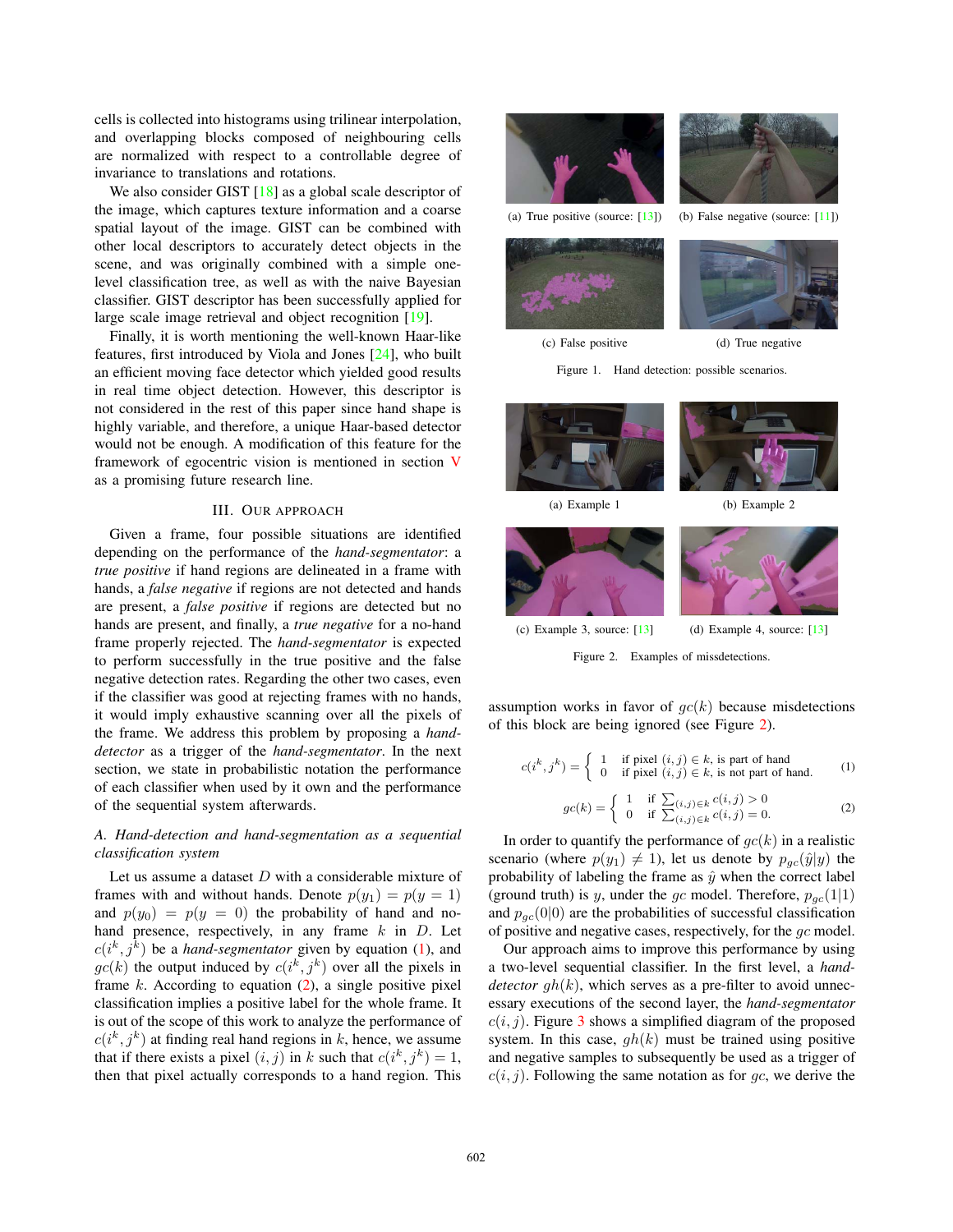cells is collected into histograms using trilinear interpolation, and overlapping blocks composed of neighbouring cells are normalized with respect to a controllable degree of invariance to translations and rotations.

We also consider GIST [18] as a global scale descriptor of the image, which captures texture information and a coarse spatial layout of the image. GIST can be combined with other local descriptors to accurately detect objects in the scene, and was originally combined with a simple one-level classification tree, as well as with the naive Bayesian classifier. GIST descriptor has been successfully applied for large scale image retrieval and object recognition [19].

Finally, it is worth mentioning the well-known Haar-like features, first introduced by Viola and Jones [24], who built an efficient moving face detector which yielded good results in real time object detection. However, this descriptor is not considered in the rest of this paper since hand shape is highly variable, and therefore, a unique Haar-based detector would not be enough. A modification of this feature for the framework of egocentric vision is mentioned in section V as a promising future research line.

## III. Our approach

Given a frame, four possible situations are identified depending on the performance of the *hand-segmentator*: a *true positive* if hand regions are delineated in a frame with hands, a *false negative* if regions are not detected and hands are present, a *false positive* if regions are detected but no hands are present, and finally, a *true negative* for a no-hand frame properly rejected. The *hand-segmentator* is expected to perform successfully in the true positive and the false negative detection rates. Regarding the other two cases, even if the classifier was good at rejecting frames with no hands, it would imply exhaustive scanning over all the pixels of the frame. We address this problem by proposing a *hand-detector* as a trigger of the *hand-segmentator*. In the next section, we state in probabilistic notation the performance of each classifier when used by it own and the performance of the sequential system afterwards.

(a) True positive (source: [13]) (b) False negative (source: [11])

(c) False positive (d) True negative

Figure 1. Hand detection: possible scenarios.

(a) Example 1 (b) Example 2

(c) Example 3, source: [13] (d) Example 4, source: [13]

Figure 2. Examples of missdetections.

### A. Hand-detection and hand-segmentation as a sequential classification system

Let us assume a dataset $D$ with a considerable mixture of frames with and without hands. Denote $p(y_1) = p(y = 1)$ and $p(y_0) = p(y = 0)$ the probability of hand and no-hand presence, respectively, in any frame $k$ in $D$. Let $c(i^k, j^k)$ be a *hand-segmentator* given by equation (1), and $gc(k)$ the output induced by $c(i^k, j^k)$ over all the pixels in frame $k$. According to equation (2), a single positive pixel classification implies a positive label for the whole frame. It is out of the scope of this work to analyze the performance of $c(i^k, j^k)$ at finding real hand regions in $k$, hence, we assume that if there exists a pixel $(i, j)$ in $k$ such that $c(i^k, j^k) = 1$, then that pixel actually corresponds to a hand region. This assumption works in favor of $gc(k)$ because misdetections of this block are being ignored (see Figure 2).

$$c(i^k, j^k) = \begin{cases} 1 & \text{if pixel } (i,j) \in k, \text{ is part of hand} \\ 0 & \text{if pixel } (i,j) \in k, \text{ is not part of hand.} \end{cases} \quad (1)$$

$$gc(k) = \begin{cases} 1 & \text{if } \sum_{(i,j) \in k} c(i,j) > 0 \\ 0 & \text{if } \sum_{(i,j) \in k} c(i,j) = 0. \end{cases} \quad (2)$$

In order to quantify the performance of $gc(k)$ in a realistic scenario (where $p(y_1) \neq 1$), let us denote by $p_{gc}(\hat{y}|y)$ the probability of labeling the frame as $\hat{y}$ when the correct label (ground truth) is $y$, under the $gc$ model. Therefore, $p_{gc}(1|1)$ and $p_{gc}(0|0)$ are the probabilities of successful classification of positive and negative cases, respectively, for the $gc$ model.

Our approach aims to improve this performance by using a two-level sequential classifier. In the first level, a *hand-detector* $gh(k)$, which serves as a pre-filter to avoid unnecessary executions of the second layer, the *hand-segmentator* $c(i, j)$. Figure 3 shows a simplified diagram of the proposed system. In this case, $gh(k)$ must be trained using positive and negative samples to subsequently be used as a trigger of $c(i, j)$. Following the same notation as for $gc$, we derive the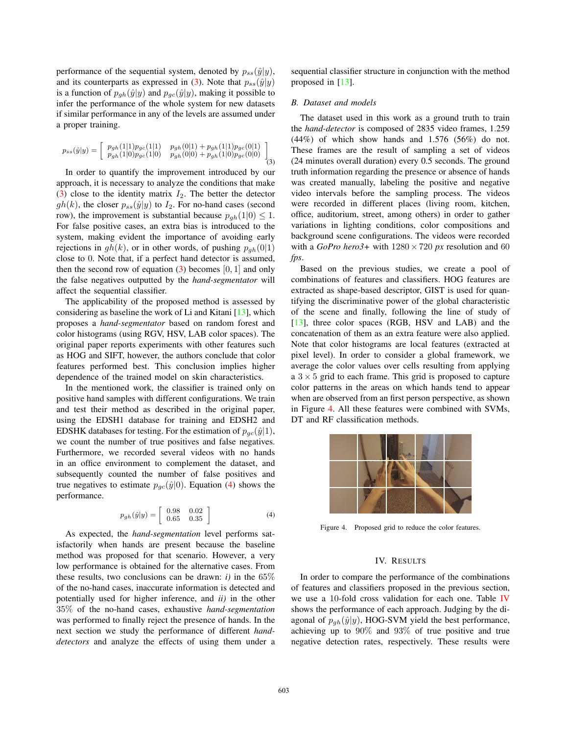performance of the sequential system, denoted by $p_{ss}(\hat{y}|y)$, and its counterparts as expressed in (3). Note that $p_{ss}(\hat{y}|y)$ is a function of $p_{gh}(\hat{y}|y)$ and $p_{gc}(\hat{y}|y)$, making it possible to infer the performance of the whole system for new datasets if similar performance in any of the levels are assumed under a proper training.

$$p_{ss}(\hat{y}|y) = \begin{bmatrix} p_{gh}(1|1)p_{gc}(1|1) & p_{gh}(0|1) + p_{gh}(1|1)p_{gc}(0|1) \\ p_{gh}(1|0)p_{gc}(1|0) & p_{gh}(0|0) + p_{gh}(1|0)p_{gc}(0|0) \end{bmatrix} \quad (3)$$

In order to quantify the improvement introduced by our approach, it is necessary to analyze the conditions that make (3) close to the identity matrix $I_2$. The better the detector $gh(k)$, the closer $p_{ss}(\hat{y}|y)$ to $I_2$. For no-hand cases (second row), the improvement is substantial because $p_{gh}(1|0) \leq 1$. For false positive cases, an extra bias is introduced to the system, making evident the importance of avoiding early rejections in $gh(k)$, or in other words, of pushing $p_{gh}(0|1)$ close to 0. Note that, if a perfect hand detector is assumed, then the second row of equation (3) becomes $[0, 1]$ and only the false negatives outputted by the *hand-segmentator* will affect the sequential classifier.

The applicability of the proposed method is assessed by considering as baseline the work of Li and Kitani [13], which proposes a *hand-segmentator* based on random forest and color histograms (using RGV, HSV, LAB color spaces). The original paper reports experiments with other features such as HOG and SIFT, however, the authors conclude that color features performed best. This conclusion implies higher dependence of the trained model on skin characteristics.

In the mentioned work, the classifier is trained only on positive hand samples with different configurations. We train and test their method as described in the original paper, using the EDSH1 database for training and EDSH2 and EDSHK databases for testing. For the estimation of $p_{gc}(\hat{y}|1)$, we count the number of true positives and false negatives. Furthermore, we recorded several videos with no hands in an office environment to complement the dataset, and subsequently counted the number of false positives and true negatives to estimate $p_{gc}(\hat{y}|0)$. Equation (4) shows the performance.

$$p_{gh}(\hat{y}|y) = \begin{bmatrix} 0.98 & 0.02 \\ 0.65 & 0.35 \end{bmatrix} \quad (4)$$

As expected, the *hand-segmentation* level performs satisfactorily when hands are present because the baseline method was proposed for that scenario. However, a very low performance is obtained for the alternative cases. From these results, two conclusions can be drawn: *i)* in the 65% of the no-hand cases, inaccurate information is detected and potentially used for higher inference, and *ii)* in the other 35% of the no-hand cases, exhaustive *hand-segmentation* was performed to finally reject the presence of hands. In the next section we study the performance of different *hand-detectors* and analyze the effects of using them under a sequential classifier structure in conjunction with the method proposed in [13].

### B. Dataset and models

The dataset used in this work as a ground truth to train the *hand-detector* is composed of 2835 video frames, 1.259 (44%) of which show hands and 1.576 (56%) do not. These frames are the result of sampling a set of videos (24 minutes overall duration) every 0.5 seconds. The ground truth information regarding the presence or absence of hands was created manually, labeling the positive and negative video intervals before the sampling process. The videos were recorded in different places (living room, kitchen, office, auditorium, street, among others) in order to gather variations in lighting conditions, color compositions and background scene configurations. The videos were recorded with a *GoPro hero3+* with $1280 \times 720$ *px* resolution and 60 *fps*.

Based on the previous studies, we create a pool of combinations of features and classifiers. HOG features are extracted as shape-based descriptor, GIST is used for quantifying the discriminative power of the global characteristic of the scene and finally, following the line of study of [13], three color spaces (RGB, HSV and LAB) and the concatenation of them as an extra feature were also applied. Note that color histograms are local features (extracted at pixel level). In order to consider a global framework, we average the color values over cells resulting from applying a $3 \times 5$ grid to each frame. This grid is proposed to capture color patterns in the areas on which hands tend to appear when are observed from an first person perspective, as shown in Figure 4. All these features were combined with SVMs, DT and RF classification methods.

Figure 4. Proposed grid to reduce the color features.

## IV. Results

In order to compare the performance of the combinations of features and classifiers proposed in the previous section, we use a 10-fold cross validation for each one. Table IV shows the performance of each approach. Judging by the diagonal of $p_{gh}(\hat{y}|y)$, HOG-SVM yield the best performance, achieving up to 90% and 93% of true positive and true negative detection rates, respectively. These results were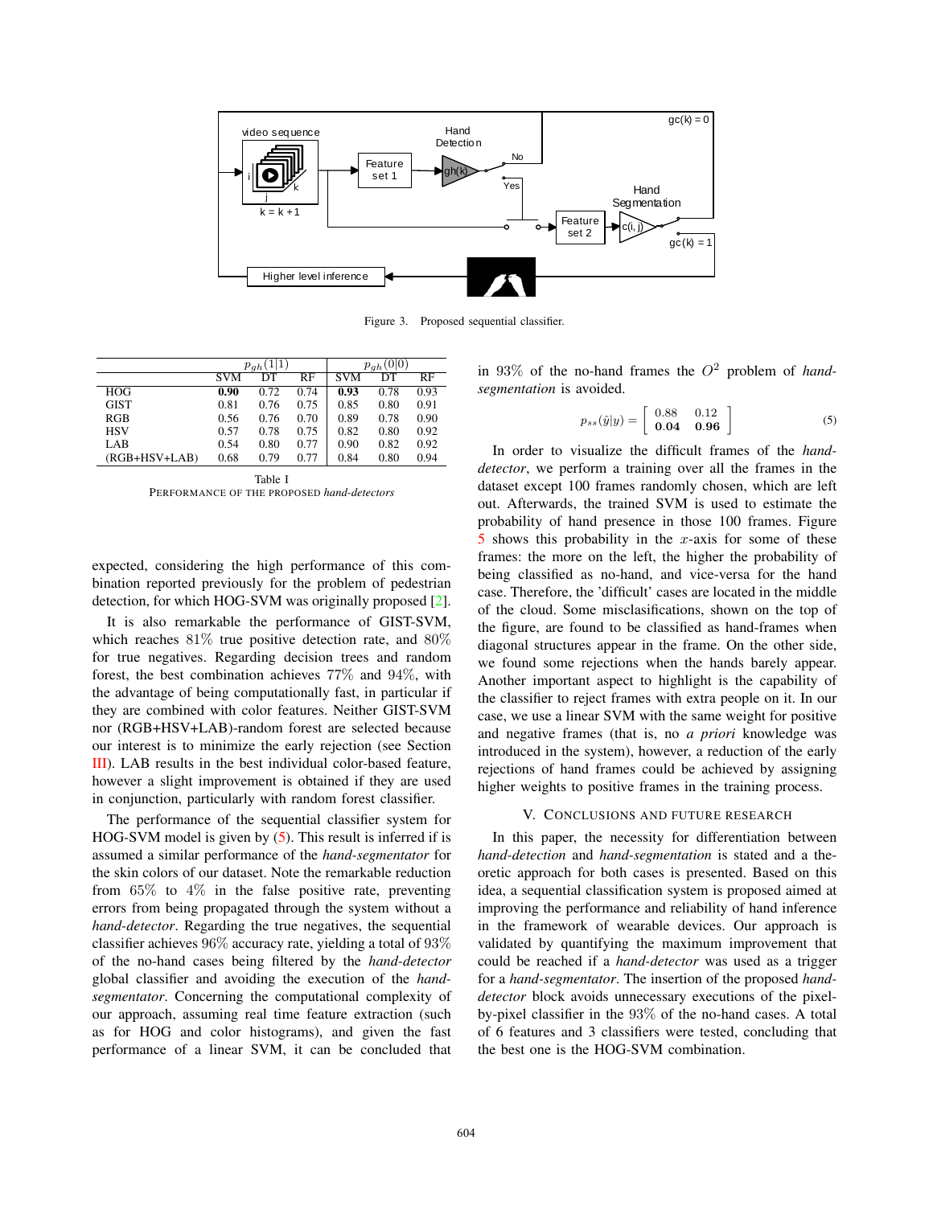Figure 3. Proposed sequential classifier.

| | $p_{gh}(1\|1)$ | | | $p_{gh}(0\|0)$ | | |
|---|---|---|---|---|---|---|
| | SVM | DT | RF | SVM | DT | RF |
| HOG | **0.90** | 0.72 | 0.74 | **0.93** | 0.78 | 0.93 |
| GIST | 0.81 | 0.76 | 0.75 | 0.85 | 0.80 | 0.91 |
| RGB | 0.56 | 0.76 | 0.70 | 0.89 | 0.78 | 0.90 |
| HSV | 0.57 | 0.78 | 0.75 | 0.82 | 0.80 | 0.92 |
| LAB | 0.54 | 0.80 | 0.77 | 0.90 | 0.82 | 0.92 |
| (RGB+HSV+LAB) | 0.68 | 0.79 | 0.77 | 0.84 | 0.80 | 0.94 |

Table I
PERFORMANCE OF THE PROPOSED *hand-detectors*

expected, considering the high performance of this combination reported previously for the problem of pedestrian detection, for which HOG-SVM was originally proposed [2].

It is also remarkable the performance of GIST-SVM, which reaches $81\%$ true positive detection rate, and $80\%$ for true negatives. Regarding decision trees and random forest, the best combination achieves $77\%$ and $94\%$, with the advantage of being computationally fast, in particular if they are combined with color features. Neither GIST-SVM nor (RGB+HSV+LAB)-random forest are selected because our interest is to minimize the early rejection (see Section III). LAB results in the best individual color-based feature, however a slight improvement is obtained if they are used in conjunction, particularly with random forest classifier.

The performance of the sequential classifier system for HOG-SVM model is given by (5). This result is inferred if is assumed a similar performance of the *hand-segmentator* for the skin colors of our dataset. Note the remarkable reduction from $65\%$ to $4\%$ in the false positive rate, preventing errors from being propagated through the system without a *hand-detector*. Regarding the true negatives, the sequential classifier achieves $96\%$ accuracy rate, yielding a total of $93\%$ of the no-hand cases being filtered by the *hand-detector* global classifier and avoiding the execution of the *hand-segmentator*. Concerning the computational complexity of our approach, assuming real time feature extraction (such as for HOG and color histograms), and given the fast performance of a linear SVM, it can be concluded that in $93\%$ of the no-hand frames the $O^2$ problem of *hand-segmentation* is avoided.

$$p_{ss}(\hat{y}|y) = \begin{bmatrix} 0.88 & 0.12 \\ \mathbf{0.04} & \mathbf{0.96} \end{bmatrix} \tag{5}$$

In order to visualize the difficult frames of the *hand-detector*, we perform a training over all the frames in the dataset except 100 frames randomly chosen, which are left out. Afterwards, the trained SVM is used to estimate the probability of hand presence in those 100 frames. Figure 5 shows this probability in the $x$-axis for some of these frames: the more on the left, the higher the probability of being classified as no-hand, and vice-versa for the hand case. Therefore, the 'difficult' cases are located in the middle of the cloud. Some misclasifications, shown on the top of the figure, are found to be classified as hand-frames when diagonal structures appear in the frame. On the other side, we found some rejections when the hands barely appear. Another important aspect to highlight is the capability of the classifier to reject frames with extra people on it. In our case, we use a linear SVM with the same weight for positive and negative frames (that is, no *a priori* knowledge was introduced in the system), however, a reduction of the early rejections of hand frames could be achieved by assigning higher weights to positive frames in the training process.

## V. CONCLUSIONS AND FUTURE RESEARCH

In this paper, the necessity for differentiation between *hand-detection* and *hand-segmentation* is stated and a theoretic approach for both cases is presented. Based on this idea, a sequential classification system is proposed aimed at improving the performance and reliability of hand inference in the framework of wearable devices. Our approach is validated by quantifying the maximum improvement that could be reached if a *hand-detector* was used as a trigger for a *hand-segmentator*. The insertion of the proposed *hand-detector* block avoids unnecessary executions of the pixel-by-pixel classifier in the $93\%$ of the no-hand cases. A total of 6 features and 3 classifiers were tested, concluding that the best one is the HOG-SVM combination.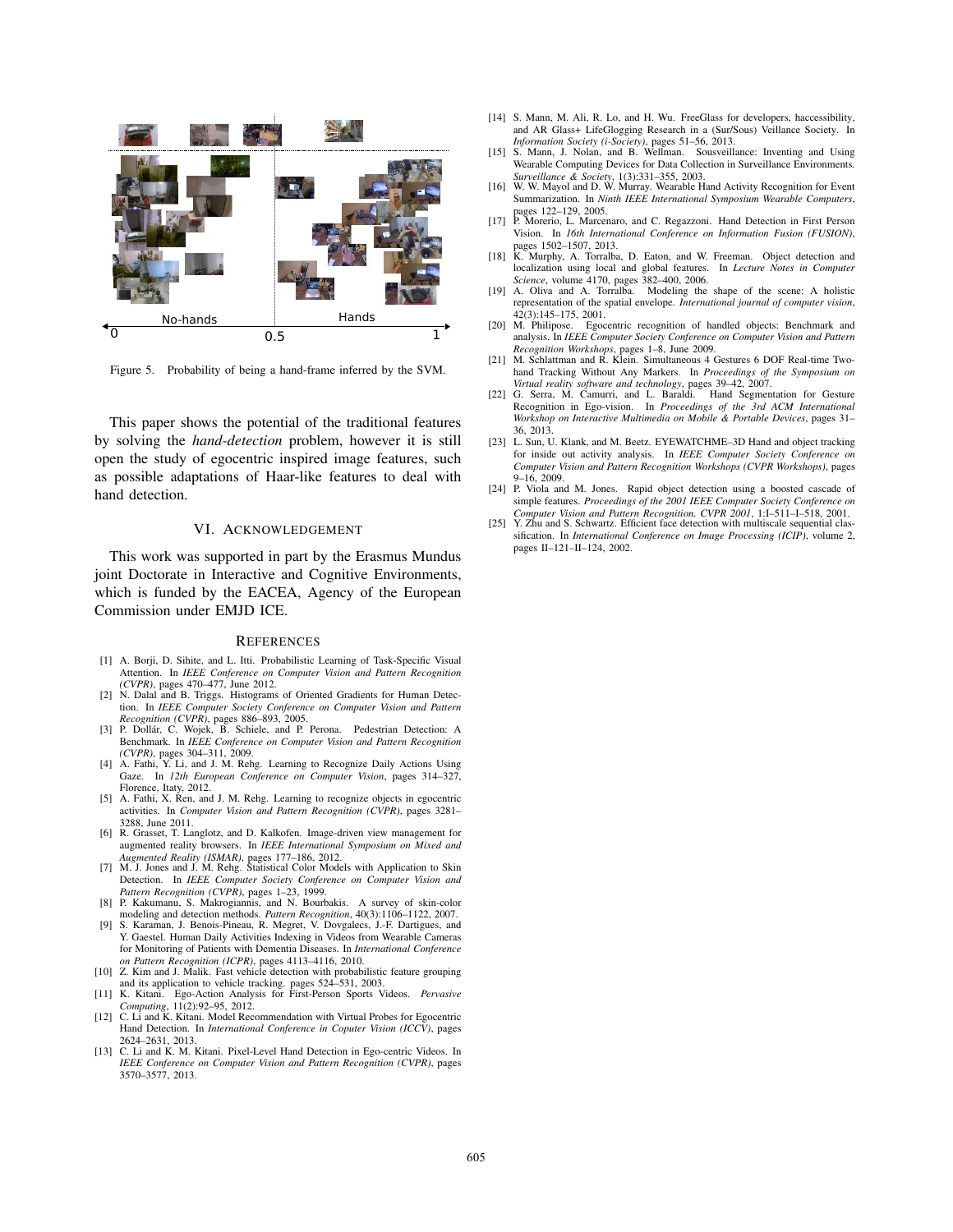No-hands

Hands

0

0.5

1

Figure 5. Probability of being a hand-frame inferred by the SVM.

This paper shows the potential of the traditional features by solving the *hand-detection* problem, however it is still open the study of egocentric inspired image features, such as possible adaptations of Haar-like features to deal with hand detection.

## VI. ACKNOWLEDGEMENT

This work was supported in part by the Erasmus Mundus joint Doctorate in Interactive and Cognitive Environments, which is funded by the EACEA, Agency of the European Commission under EMJD ICE.

## REFERENCES

[1] A. Borji, D. Sihite, and L. Itti. Probabilistic Learning of Task-Specific Visual Attention. In *IEEE Conference on Computer Vision and Pattern Recognition (CVPR)*, pages 470–477, June 2012.

[2] N. Dalal and B. Triggs. Histograms of Oriented Gradients for Human Detection. In *IEEE Computer Society Conference on Computer Vision and Pattern Recognition (CVPR)*, pages 886–893, 2005.

[3] P. Dollár, C. Wojek, B. Schiele, and P. Perona. Pedestrian Detection: A Benchmark. In *IEEE Conference on Computer Vision and Pattern Recognition (CVPR)*, pages 304–311, 2009.

[4] A. Fathi, Y. Li, and J. M. Rehg. Learning to Recognize Daily Actions Using Gaze. In *12th European Conference on Computer Vision*, pages 314–327, Florence, Italy, 2012.

[5] A. Fathi, X. Ren, and J. M. Rehg. Learning to recognize objects in egocentric activities. In *Computer Vision and Pattern Recognition (CVPR)*, pages 3281–3288, June 2011.

[6] R. Grasset, T. Langlotz, and D. Kalkofen. Image-driven view management for augmented reality browsers. In *IEEE International Symposium on Mixed and Augmented Reality (ISMAR)*, pages 177–186, 2012.

[7] M. J. Jones and J. M. Rehg. Statistical Color Models with Application to Skin Detection. In *IEEE Computer Society Conference on Computer Vision and Pattern Recognition (CVPR)*, pages 1–23, 1999.

[8] P. Kakumanu, S. Makrogiannis, and N. Bourbakis. A survey of skin-color modeling and detection methods. *Pattern Recognition*, 40(3):1106–1122, 2007.

[9] S. Karaman, J. Benois-Pineau, R. Megret, V. Dovgalecs, J.-F. Dartigues, and Y. Gaestel. Human Daily Activities Indexing in Videos from Wearable Cameras for Monitoring of Patients with Dementia Diseases. In *International Conference on Pattern Recognition (ICPR)*, pages 4113–4116, 2010.

[10] Z. Kim and J. Malik. Fast vehicle detection with probabilistic feature grouping and its application to vehicle tracking. pages 524–531, 2003.

[11] K. Kitani. Ego-Action Analysis for First-Person Sports Videos. *Pervasive Computing*, 11(2):92–95, 2012.

[12] C. Li and K. Kitani. Model Recommendation with Virtual Probes for Egocentric Hand Detection. In *International Conference in Coputer Vision (ICCV)*, pages 2624–2631, 2013.

[13] C. Li and K. M. Kitani. Pixel-Level Hand Detection in Ego-centric Videos. In *IEEE Conference on Computer Vision and Pattern Recognition (CVPR)*, pages 3570–3577, 2013.

[14] S. Mann, M. Ali, R. Lo, and H. Wu. FreeGlass for developers, haccessibility, and AR Glass+ LifeGlogging Research in a (Sur/Sous) Veillance Society. In *Information Society (i-Society)*, pages 51–56, 2013.

[15] S. Mann, J. Nolan, and B. Wellman. Sousveillance: Inventing and Using Wearable Computing Devices for Data Collection in Surveillance Environments. *Surveillance & Society*, 1(3):331–355, 2003.

[16] W. W. Mayol and D. W. Murray. Wearable Hand Activity Recognition for Event Summarization. In *Ninth IEEE International Symposium Wearable Computers*, pages 122–129, 2005.

[17] P. Morerio, L. Marcenaro, and C. Regazzoni. Hand Detection in First Person Vision. In *16th International Conference on Information Fusion (FUSION)*, pages 1502–1507, 2013.

[18] K. Murphy, A. Torralba, D. Eaton, and W. Freeman. Object detection and localization using local and global features. In *Lecture Notes in Computer Science*, volume 4170, pages 382–400, 2006.

[19] A. Oliva and A. Torralba. Modeling the shape of the scene: A holistic representation of the spatial envelope. *International journal of computer vision*, 42(3):145–175, 2001.

[20] M. Philipose. Egocentric recognition of handled objects: Benchmark and analysis. In *IEEE Computer Society Conference on Computer Vision and Pattern Recognition Workshops*, pages 1–8, June 2009.

[21] M. Schlattman and R. Klein. Simultaneous 4 Gestures 6 DOF Real-time Two-hand Tracking Without Any Markers. In *Proceedings of the Symposium on Virtual reality software and technology*, pages 39–42, 2007.

[22] G. Serra, M. Camurri, and L. Baraldi. Hand Segmentation for Gesture Recognition in Ego-vision. In *Proceedings of the 3rd ACM International Workshop on Interactive Multimedia on Mobile & Portable Devices*, pages 31–36, 2013.

[23] L. Sun, U. Klank, and M. Beetz. EYEWATCHME–3D Hand and object tracking for inside out activity analysis. In *IEEE Computer Society Conference on Computer Vision and Pattern Recognition Workshops (CVPR Workshops)*, pages 9–16, 2009.

[24] P. Viola and M. Jones. Rapid object detection using a boosted cascade of simple features. *Proceedings of the 2001 IEEE Computer Society Conference on Computer Vision and Pattern Recognition. CVPR 2001*, 1:I–511–I–518, 2001.

[25] Y. Zhu and S. Schwartz. Efficient face detection with multiscale sequential classification. In *International Conference on Image Processing (ICIP)*, volume 2, pages II–121–II–124, 2002.